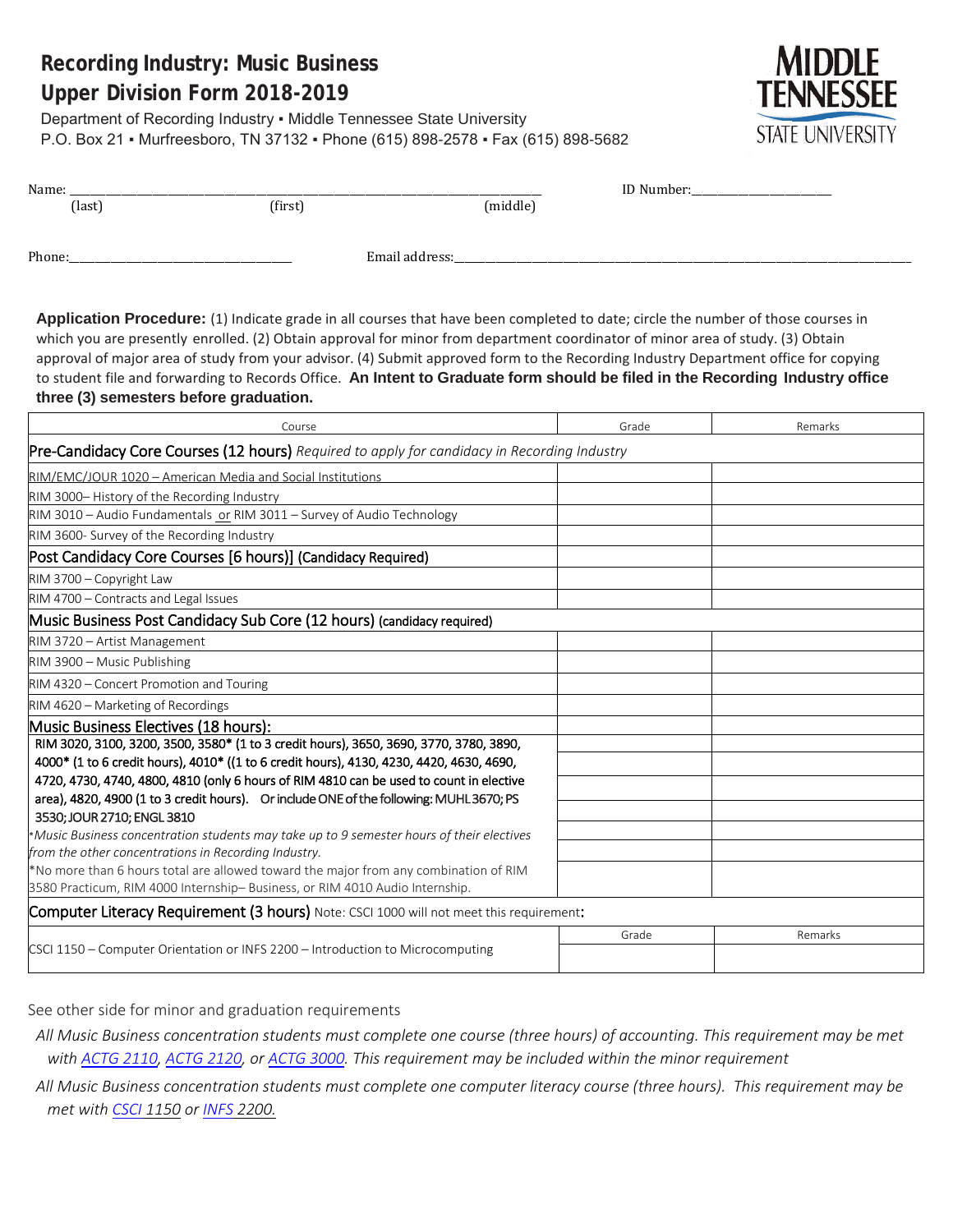# Recording Industry: Music Business
# Upper Division Form 2018-2019

Department of Recording Industry ▪ Middle Tennessee State University
P.O. Box 21 ▪ Murfreesboro, TN 37132 ▪ Phone (615) 898-2578 ▪ Fax (615) 898-5682

MIDDLE TENNESSEE STATE UNIVERSITY

Name: ______________________________________________ ID Number:____________________
(last) (first) (middle)

Phone:______________________________ Email address:______________________________________________

**Application Procedure:** (1) Indicate grade in all courses that have been completed to date; circle the number of those courses in which you are presently enrolled. (2) Obtain approval for minor from department coordinator of minor area of study. (3) Obtain approval of major area of study from your advisor. (4) Submit approved form to the Recording Industry Department office for copying to student file and forwarding to Records Office. **An Intent to Graduate form should be filed in the Recording Industry office three (3) semesters before graduation.**

| Course | Grade | Remarks |
|---|---|---|
| **Pre-Candidacy Core Courses (12 hours)** *Required to apply for candidacy in Recording Industry* | | |
| RIM/EMC/JOUR 1020 – American Media and Social Institutions | | |
| RIM 3000– History of the Recording Industry | | |
| RIM 3010 – Audio Fundamentals or RIM 3011 – Survey of Audio Technology | | |
| RIM 3600- Survey of the Recording Industry | | |
| **Post Candidacy Core Courses [6 hours)] (Candidacy Required)** | | |
| RIM 3700 – Copyright Law | | |
| RIM 4700 – Contracts and Legal Issues | | |
| **Music Business Post Candidacy Sub Core (12 hours) (candidacy required)** | | |
| RIM 3720 – Artist Management | | |
| RIM 3900 – Music Publishing | | |
| RIM 4320 – Concert Promotion and Touring | | |
| RIM 4620 – Marketing of Recordings | | |
| **Music Business Electives (18 hours):** RIM 3020, 3100, 3200, 3500, 3580* (1 to 3 credit hours), 3650, 3690, 3770, 3780, 3890, 4000* (1 to 6 credit hours), 4010* ((1 to 6 credit hours), 4130, 4230, 4420, 4630, 4690, 4720, 4730, 4740, 4800, 4810 (only 6 hours of RIM 4810 can be used to count in elective area), 4820, 4900 (1 to 3 credit hours). Or include ONE of the following: MUHL 3670; PS 3530; JOUR 2710; ENGL 3810 | | |
| *\*Music Business concentration students may take up to 9 semester hours of their electives from the other concentrations in Recording Industry.* | | |
| \*No more than 6 hours total are allowed toward the major from any combination of RIM 3580 Practicum, RIM 4000 Internship– Business, or RIM 4010 Audio Internship. | | |
| **Computer Literacy Requirement (3 hours)** Note: CSCI 1000 will not meet this requirement: | Grade | Remarks |
| CSCI 1150 – Computer Orientation or INFS 2200 – Introduction to Microcomputing | | |

See other side for minor and graduation requirements

*All Music Business concentration students must complete one course (three hours) of accounting. This requirement may be met with ACTG 2110, ACTG 2120, or ACTG 3000. This requirement may be included within the minor requirement*

*All Music Business concentration students must complete one computer literacy course (three hours). This requirement may be met with CSCI 1150 or INFS 2200.*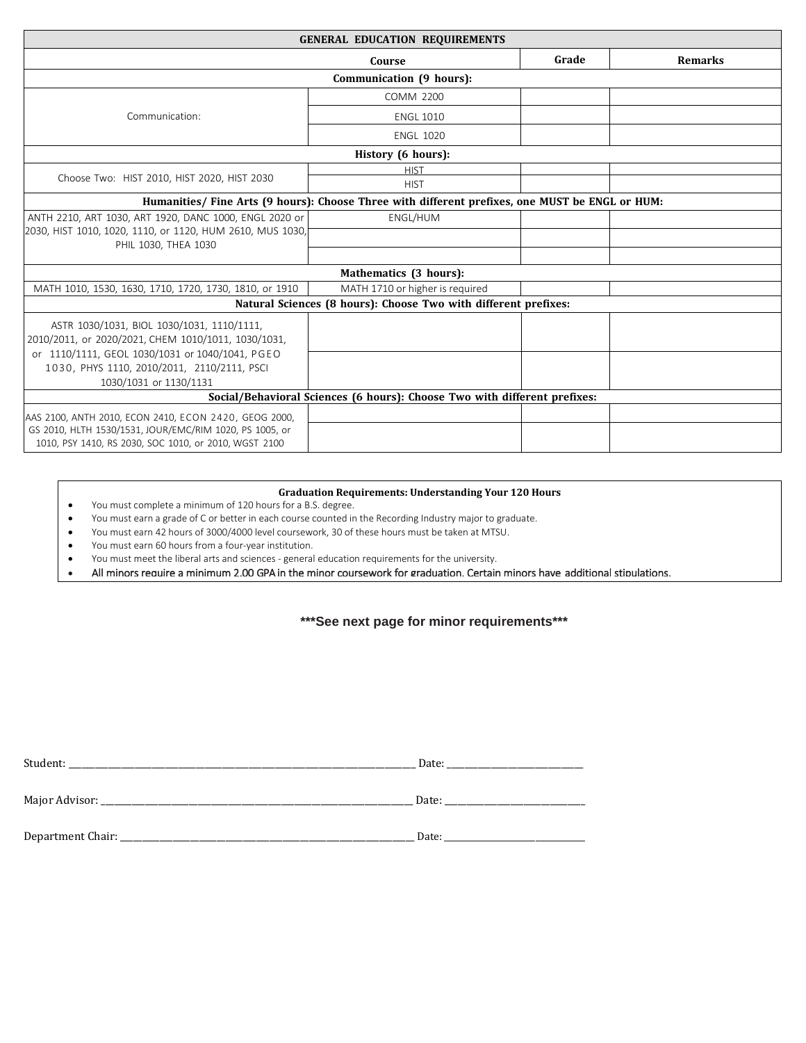| GENERAL EDUCATION REQUIREMENTS | | | |
|---|---|---|---|
| Course | | Grade | Remarks |
| **Communication (9 hours):** | | | |
| Communication: | COMM 2200 | | |
| | ENGL 1010 | | |
| | ENGL 1020 | | |
| **History (6 hours):** | | | |
| Choose Two: HIST 2010, HIST 2020, HIST 2030 | HIST | | |
| | HIST | | |
| **Humanities/ Fine Arts (9 hours): Choose Three with different prefixes, one MUST be ENGL or HUM:** | | | |
| ANTH 2210, ART 1030, ART 1920, DANC 1000, ENGL 2020 or 2030, HIST 1010, 1020, 1110, or 1120, HUM 2610, MUS 1030, PHIL 1030, THEA 1030 | ENGL/HUM | | |
| | | | |
| | | | |
| **Mathematics (3 hours):** | | | |
| MATH 1010, 1530, 1630, 1710, 1720, 1730, 1810, or 1910 | MATH 1710 or higher is required | | |
| **Natural Sciences (8 hours): Choose Two with different prefixes:** | | | |
| ASTR 1030/1031, BIOL 1030/1031, 1110/1111, 2010/2011, or 2020/2021, CHEM 1010/1011, 1030/1031, or 1110/1111, GEOL 1030/1031 or 1040/1041, PGEO 1030, PHYS 1110, 2010/2011, 2110/2111, PSCI 1030/1031 or 1130/1131 | | | |
| | | | |
| **Social/Behavioral Sciences (6 hours): Choose Two with different prefixes:** | | | |
| AAS 2100, ANTH 2010, ECON 2410, ECON 2420, GEOG 2000, GS 2010, HLTH 1530/1531, JOUR/EMC/RIM 1020, PS 1005, or 1010, PSY 1410, RS 2030, SOC 1010, or 2010, WGST 2100 | | | |
| | | | |

**Graduation Requirements: Understanding Your 120 Hours**

- You must complete a minimum of 120 hours for a B.S. degree.
- You must earn a grade of C or better in each course counted in the Recording Industry major to graduate.
- You must earn 42 hours of 3000/4000 level coursework, 30 of these hours must be taken at MTSU.
- You must earn 60 hours from a four-year institution.
- You must meet the liberal arts and sciences - general education requirements for the university.
- All minors require a minimum 2.00 GPA in the minor coursework for graduation. Certain minors have additional stipulations.

**\*\*\*See next page for minor requirements\*\*\***

Student: ______________________________ Date: ______________

Major Advisor: ______________________________ Date: ______________

Department Chair: ______________________________ Date: ______________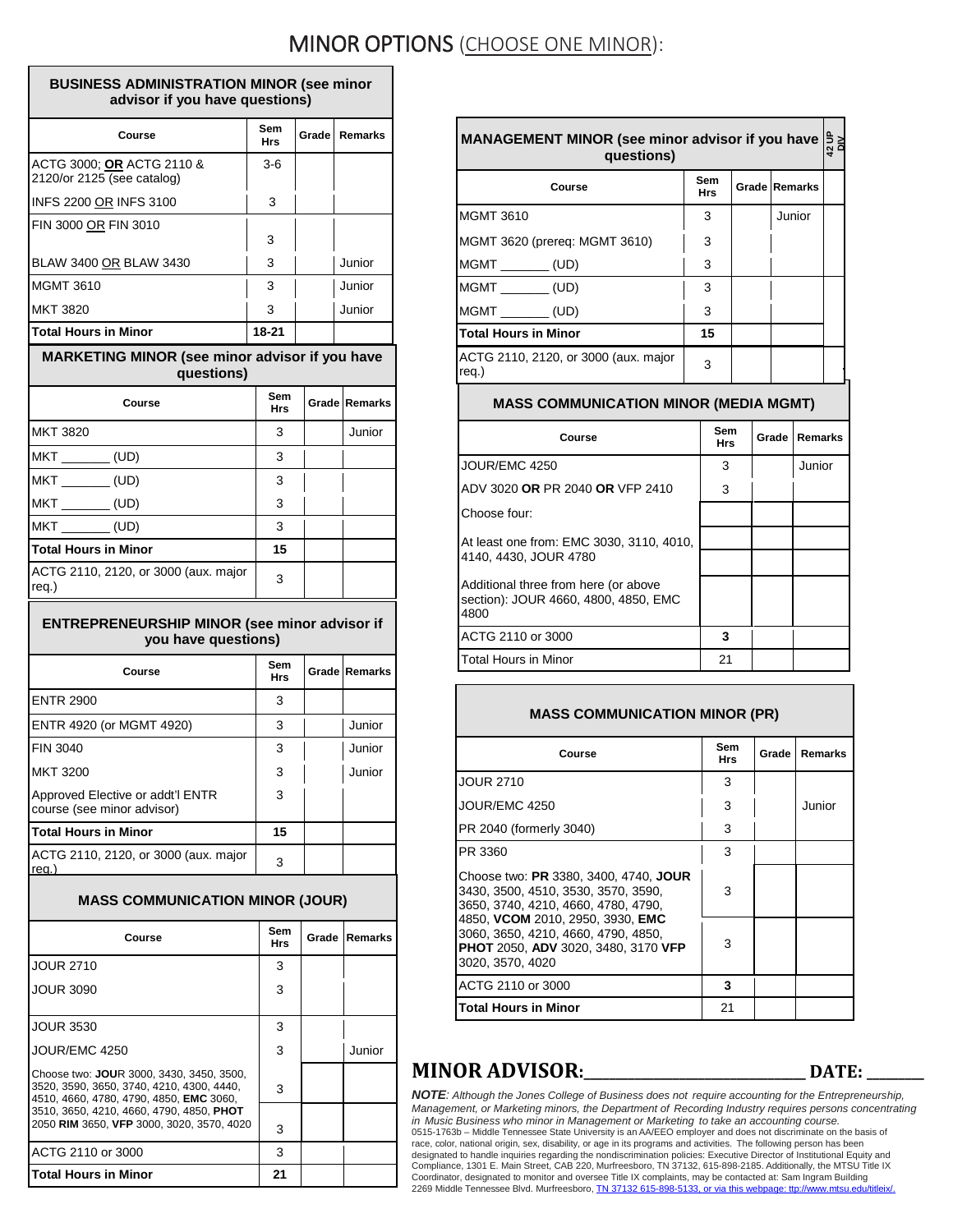# MINOR OPTIONS (CHOOSE ONE MINOR):

| BUSINESS ADMINISTRATION MINOR (see minor advisor if you have questions) | | | |
|---|---|---|---|
| **Course** | **Sem Hrs** | **Grade** | **Remarks** |
| ACTG 3000; **OR** ACTG 2110 & 2120/or 2125 (see catalog) | 3-6 | | |
| INFS 2200 OR INFS 3100 | 3 | | |
| FIN 3000 OR FIN 3010 | 3 | | |
| BLAW 3400 OR BLAW 3430 | 3 | | Junior |
| MGMT 3610 | 3 | | Junior |
| MKT 3820 | 3 | | Junior |
| **Total Hours in Minor** | **18-21** | | |

| MARKETING MINOR (see minor advisor if you have questions) | | | |
|---|---|---|---|
| **Course** | **Sem Hrs** | **Grade** | **Remarks** |
| MKT 3820 | 3 | | Junior |
| MKT _______ (UD) | 3 | | |
| MKT _______ (UD) | 3 | | |
| MKT _______ (UD) | 3 | | |
| MKT _______ (UD) | 3 | | |
| **Total Hours in Minor** | **15** | | |
| ACTG 2110, 2120, or 3000 (aux. major req.) | 3 | | |

| ENTREPRENEURSHIP MINOR (see minor advisor if you have questions) | | | |
|---|---|---|---|
| **Course** | **Sem Hrs** | **Grade** | **Remarks** |
| ENTR 2900 | 3 | | |
| ENTR 4920 (or MGMT 4920) | 3 | | Junior |
| FIN 3040 | 3 | | Junior |
| MKT 3200 | 3 | | Junior |
| Approved Elective or addt'l ENTR course (see minor advisor) | 3 | | |
| **Total Hours in Minor** | **15** | | |
| ACTG 2110, 2120, or 3000 (aux. major req.) | 3 | | |

| MASS COMMUNICATION MINOR (JOUR) | | | |
|---|---|---|---|
| **Course** | **Sem Hrs** | **Grade** | **Remarks** |
| JOUR 2710 | 3 | | |
| JOUR 3090 | 3 | | |
| JOUR 3530 | 3 | | |
| JOUR/EMC 4250 | 3 | | Junior |
| Choose two: **JOU**R 3000, 3430, 3450, 3500, 3520, 3590, 3650, 3740, 4210, 4300, 4440, 4510, 4660, 4780, 4790, 4850, **EMC** 3060, 3510, 3650, 4210, 4660, 4790, 4850, **PHOT** 2050 **RIM** 3650, **VFP** 3000, 3020, 3570, 4020 | 3 | | |
| | 3 | | |
| ACTG 2110 or 3000 | 3 | | |
| **Total Hours in Minor** | **21** | | |

| MANAGEMENT MINOR (see minor advisor if you have questions) | | | | 42 UP DIV |
|---|---|---|---|---|
| **Course** | **Sem Hrs** | **Grade** | **Remarks** | |
| MGMT 3610 | 3 | | Junior | |
| MGMT 3620 (prereq: MGMT 3610) | 3 | | | |
| MGMT _______ (UD) | 3 | | | |
| MGMT _______ (UD) | 3 | | | |
| MGMT _______ (UD) | 3 | | | |
| **Total Hours in Minor** | **15** | | | |
| ACTG 2110, 2120, or 3000 (aux. major req.) | 3 | | | |

| MASS COMMUNICATION MINOR (MEDIA MGMT) | | | |
|---|---|---|---|
| **Course** | **Sem Hrs** | **Grade** | **Remarks** |
| JOUR/EMC 4250 | 3 | | Junior |
| ADV 3020 **OR** PR 2040 **OR** VFP 2410 | 3 | | |
| Choose four: | | | |
| At least one from: EMC 3030, 3110, 4010, 4140, 4430, JOUR 4780 | | | |
| Additional three from here (or above section): JOUR 4660, 4800, 4850, EMC 4800 | | | |
| ACTG 2110 or 3000 | **3** | | |
| Total Hours in Minor | 21 | | |

| MASS COMMUNICATION MINOR (PR) | | | |
|---|---|---|---|
| **Course** | **Sem Hrs** | **Grade** | **Remarks** |
| JOUR 2710 | 3 | | |
| JOUR/EMC 4250 | 3 | | Junior |
| PR 2040 (formerly 3040) | 3 | | |
| PR 3360 | 3 | | |
| Choose two: **PR** 3380, 3400, 4740, **JOUR** 3430, 3500, 4510, 3530, 3570, 3590, 3650, 3740, 4210, 4660, 4780, 4790, 4850, **VCOM** 2010, 2950, 3930, **EMC** 3060, 3650, 4210, 4660, 4790, 4850, **PHOT** 2050, **ADV** 3020, 3480, 3170 **VFP** 3020, 3570, 4020 | 3 | | |
| | 3 | | |
| ACTG 2110 or 3000 | **3** | | |
| **Total Hours in Minor** | 21 | | |

**MINOR ADVISOR:___________________________ DATE: _______**

***NOTE****: Although the Jones College of Business does not require accounting for the Entrepreneurship, Management, or Marketing minors, the Department of Recording Industry requires persons concentrating in Music Business who minor in Management or Marketing to take an accounting course.*

0515-1763b – Middle Tennessee State University is an AA/EEO employer and does not discriminate on the basis of race, color, national origin, sex, disability, or age in its programs and activities. The following person has been designated to handle inquiries regarding the nondiscrimination policies: Executive Director of Institutional Equity and Compliance, 1301 E. Main Street, CAB 220, Murfreesboro, TN 37132, 615-898-2185. Additionally, the MTSU Title IX Coordinator, designated to monitor and oversee Title IX complaints, may be contacted at: Sam Ingram Building 2269 Middle Tennessee Blvd. Murfreesboro, TN 37132 615-898-5133, or via this webpage: ttp://www.mtsu.edu/titleix/.